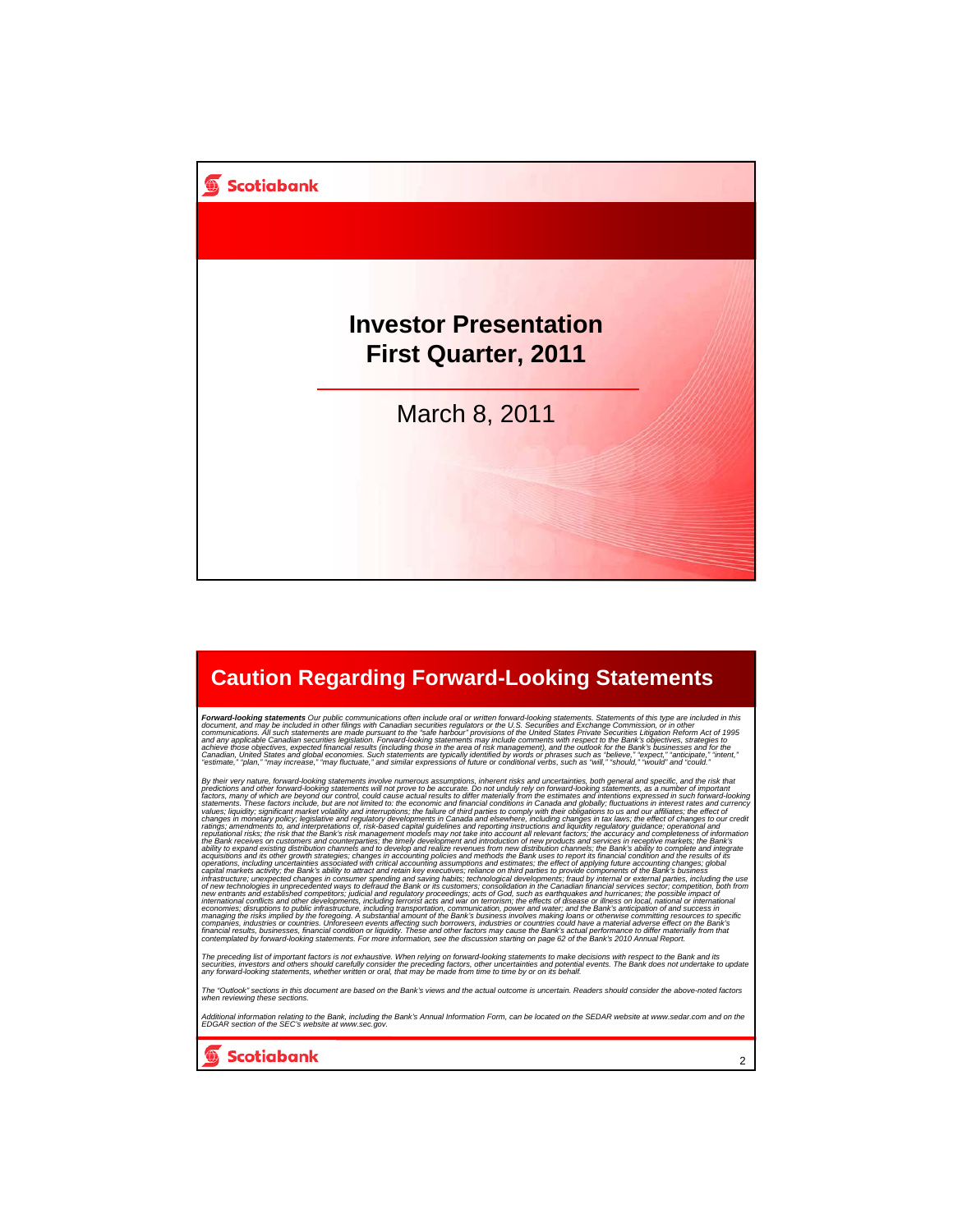Scotiabank

# Investor Presentation First Quarter, 2011

March 8, 2011

## Caution Regarding Forward-Looking Statements

***Forward-looking statements*** *Our public communications often include oral or written forward-looking statements. Statements of this type are included in this document, and may be included in other filings with Canadian securities regulators or the U.S. Securities and Exchange Commission, or in other communications. All such statements are made pursuant to the "safe harbour" provisions of the United States Private Securities Litigation Reform Act of 1995 and any applicable Canadian securities legislation. Forward-looking statements may include comments with respect to the Bank's objectives, strategies to achieve those objectives, expected financial results (including those in the area of risk management), and the outlook for the Bank's businesses and for the Canadian, United States and global economies. Such statements are typically identified by words or phrases such as "believe," "expect," "anticipate," "intent," "estimate," "plan," "may increase," "may fluctuate," and similar expressions of future or conditional verbs, such as "will," "should," "would" and "could."*

*By their very nature, forward-looking statements involve numerous assumptions, inherent risks and uncertainties, both general and specific, and the risk that predictions and other forward-looking statements will not prove to be accurate. Do not unduly rely on forward-looking statements, as a number of important factors, many of which are beyond our control, could cause actual results to differ materially from the estimates and intentions expressed in such forward-looking statements. These factors include, but are not limited to: the economic and financial conditions in Canada and globally; fluctuations in interest rates and currency values; liquidity; significant market volatility and interruptions; the failure of third parties to comply with their obligations to us and our affiliates; the effect of changes in monetary policy; legislative and regulatory developments in Canada and elsewhere, including changes in tax laws; the effect of changes to our credit ratings; amendments to, and interpretations of, risk-based capital guidelines and reporting instructions and liquidity regulatory guidance; operational and reputational risks; the risk that the Bank's risk management models may not take into account all relevant factors; the accuracy and completeness of information the Bank receives on customers and counterparties; the timely development and introduction of new products and services in receptive markets; the Bank's ability to expand existing distribution channels and to develop and realize revenues from new distribution channels; the Bank's ability to complete and integrate acquisitions and its other growth strategies; changes in accounting policies and methods the Bank uses to report its financial condition and the results of its operations, including uncertainties associated with critical accounting assumptions and estimates; the effect of applying future accounting changes; global capital markets activity; the Bank's ability to attract and retain key executives; reliance on third parties to provide components of the Bank's business infrastructure; unexpected changes in consumer spending and saving habits; technological developments; fraud by internal or external parties, including the use of new technologies in unprecedented ways to defraud the Bank or its customers; consolidation in the Canadian financial services sector; competition, both from new entrants and established competitors; judicial and regulatory proceedings; acts of God, such as earthquakes and hurricanes; the possible impact of international conflicts and other developments, including terrorist acts and war on terrorism; the effects of disease or illness on local, national or international economies; disruptions to public infrastructure, including transportation, communication, power and water; and the Bank's anticipation of and success in managing the risks implied by the foregoing. A substantial amount of the Bank's business involves making loans or otherwise committing resources to specific companies, industries or countries. Unforeseen events affecting such borrowers, industries or countries could have a material adverse effect on the Bank's financial results, businesses, financial condition or liquidity. These and other factors may cause the Bank's actual performance to differ materially from that contemplated by forward-looking statements. For more information, see the discussion starting on page 62 of the Bank's 2010 Annual Report.*

*The preceding list of important factors is not exhaustive. When relying on forward-looking statements to make decisions with respect to the Bank and its securities, investors and others should carefully consider the preceding factors, other uncertainties and potential events. The Bank does not undertake to update any forward-looking statements, whether written or oral, that may be made from time to time by or on its behalf.*

*The "Outlook" sections in this document are based on the Bank's views and the actual outcome is uncertain. Readers should consider the above-noted factors when reviewing these sections.*

*Additional information relating to the Bank, including the Bank's Annual Information Form, can be located on the SEDAR website at www.sedar.com and on the EDGAR section of the SEC's website at www.sec.gov.*

Scotiabank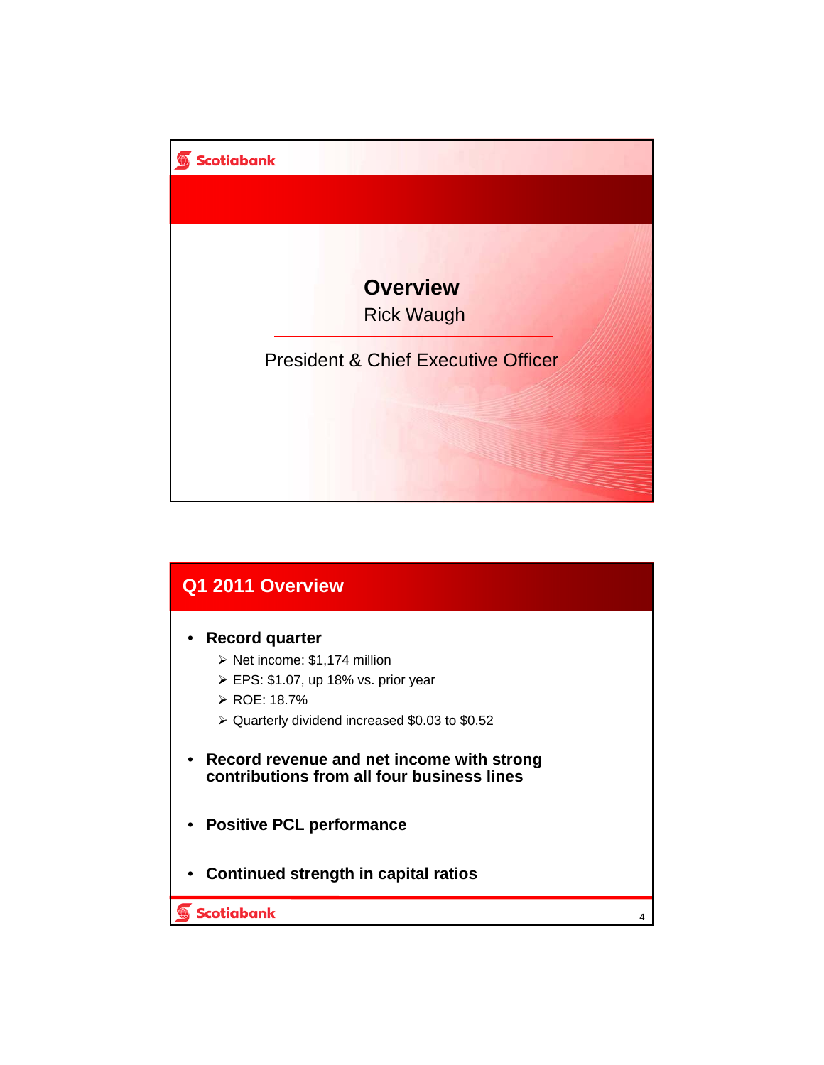# Overview

Rick Waugh

President & Chief Executive Officer

## Q1 2011 Overview

- **Record quarter**
  - Net income: $1,174 million
  - EPS: $1.07, up 18% vs. prior year
  - ROE: 18.7%
  - Quarterly dividend increased $0.03 to $0.52
- **Record revenue and net income with strong contributions from all four business lines**
- **Positive PCL performance**
- **Continued strength in capital ratios**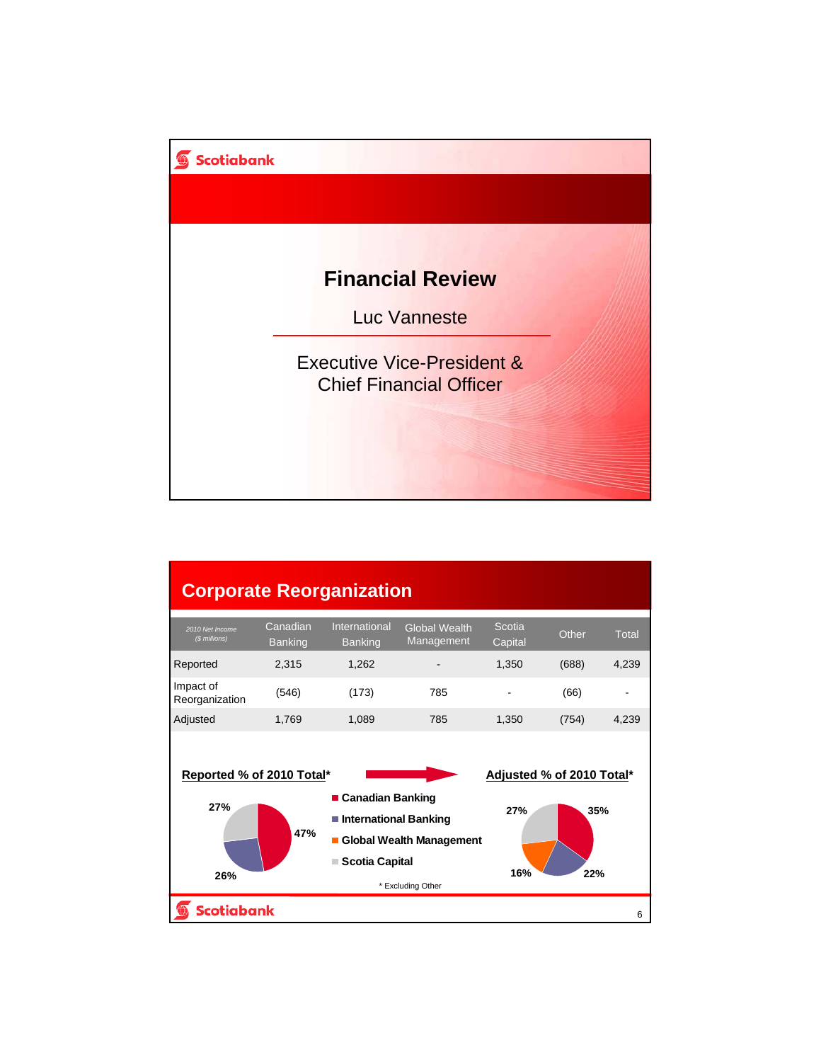# Financial Review

Luc Vanneste

Executive Vice-President &
Chief Financial Officer

## Corporate Reorganization

| *2010 Net Income ($ millions)* | Canadian Banking | International Banking | Global Wealth Management | Scotia Capital | Other | Total |
|---|---|---|---|---|---|---|
| Reported | 2,315 | 1,262 | - | 1,350 | (688) | 4,239 |
| Impact of Reorganization | (546) | (173) | 785 | - | (66) | - |
| Adjusted | 1,769 | 1,089 | 785 | 1,350 | (754) | 4,239 |

**Reported % of 2010 Total***

- Canadian Banking: 47%
- International Banking: 26%
- Scotia Capital: 27%

**Adjusted % of 2010 Total***

- Canadian Banking: 35%
- International Banking: 22%
- Global Wealth Management: 16%
- Scotia Capital: 27%

* Excluding Other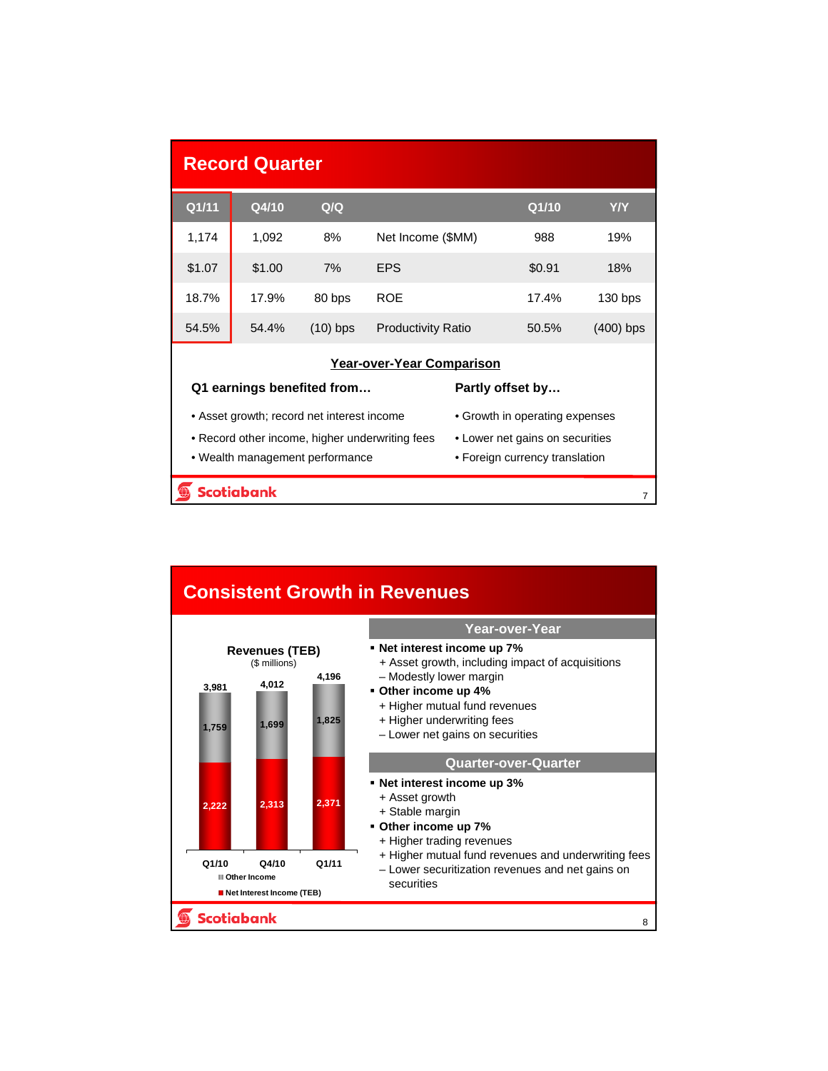## Record Quarter

| Q1/11 | Q4/10 | Q/Q | | Q1/10 | Y/Y |
|---|---|---|---|---|---|
| 1,174 | 1,092 | 8% | Net Income ($MM) | 988 | 19% |
| $1.07 | $1.00 | 7% | EPS | $0.91 | 18% |
| 18.7% | 17.9% | 80 bps | ROE | 17.4% | 130 bps |
| 54.5% | 54.4% | (10) bps | Productivity Ratio | 50.5% | (400) bps |

**Year-over-Year Comparison**

**Q1 earnings benefited from…**

- Asset growth; record net interest income
- Record other income, higher underwriting fees
- Wealth management performance

**Partly offset by…**

- Growth in operating expenses
- Lower net gains on securities
- Foreign currency translation

## Consistent Growth in Revenues

**Revenues (TEB)**
($ millions)

| | Q1/10 | Q4/10 | Q1/11 |
|---|---|---|---|
| Other Income | 1,759 | 1,699 | 1,825 |
| Net Interest Income (TEB) | 2,222 | 2,313 | 2,371 |
| Total | 3,981 | 4,012 | 4,196 |

### Year-over-Year

- **Net interest income up 7%**
  - + Asset growth, including impact of acquisitions
  - – Modestly lower margin
- **Other income up 4%**
  - + Higher mutual fund revenues
  - + Higher underwriting fees
  - – Lower net gains on securities

### Quarter-over-Quarter

- **Net interest income up 3%**
  - + Asset growth
  - + Stable margin
- **Other income up 7%**
  - + Higher trading revenues
  - + Higher mutual fund revenues and underwriting fees
  - – Lower securitization revenues and net gains on securities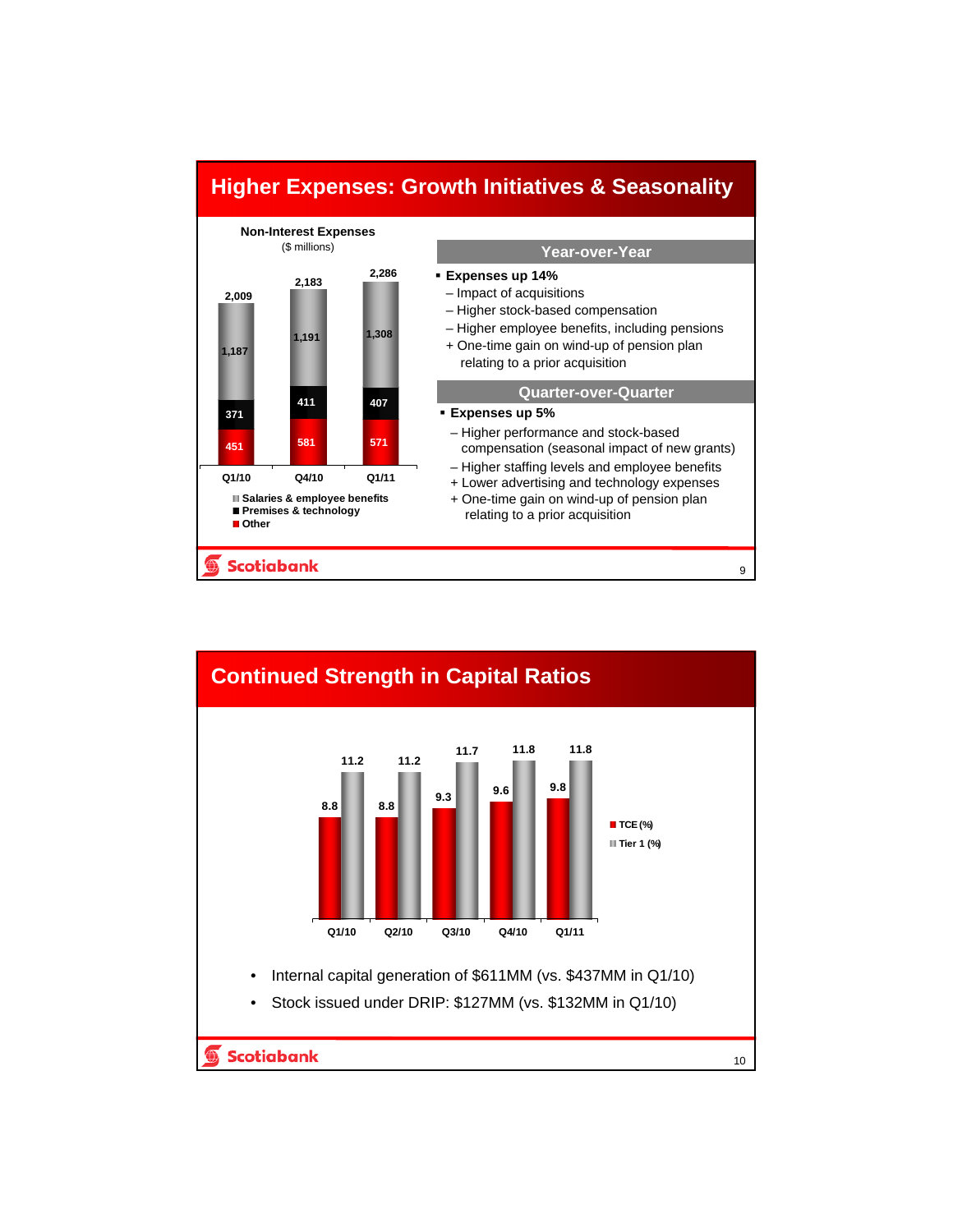## Higher Expenses: Growth Initiatives & Seasonality

**Non-Interest Expenses**
($ millions)

| | Q1/10 | Q4/10 | Q1/11 |
|---|---|---|---|
| Salaries & employee benefits | 1,187 | 1,191 | 1,308 |
| Premises & technology | 371 | 411 | 407 |
| Other | 451 | 581 | 571 |
| Total | 2,009 | 2,183 | 2,286 |

### Year-over-Year

- **Expenses up 14%**
  - – Impact of acquisitions
  - – Higher stock-based compensation
  - – Higher employee benefits, including pensions
  - + One-time gain on wind-up of pension plan relating to a prior acquisition

### Quarter-over-Quarter

- **Expenses up 5%**
  - – Higher performance and stock-based compensation (seasonal impact of new grants)
  - – Higher staffing levels and employee benefits
  - + Lower advertising and technology expenses
  - + One-time gain on wind-up of pension plan relating to a prior acquisition

## Continued Strength in Capital Ratios

| | Q1/10 | Q2/10 | Q3/10 | Q4/10 | Q1/11 |
|---|---|---|---|---|---|
| TCE (%) | 8.8 | 8.8 | 9.3 | 9.6 | 9.8 |
| Tier 1 (%) | 11.2 | 11.2 | 11.7 | 11.8 | 11.8 |

- Internal capital generation of $611MM (vs. $437MM in Q1/10)
- Stock issued under DRIP: $127MM (vs. $132MM in Q1/10)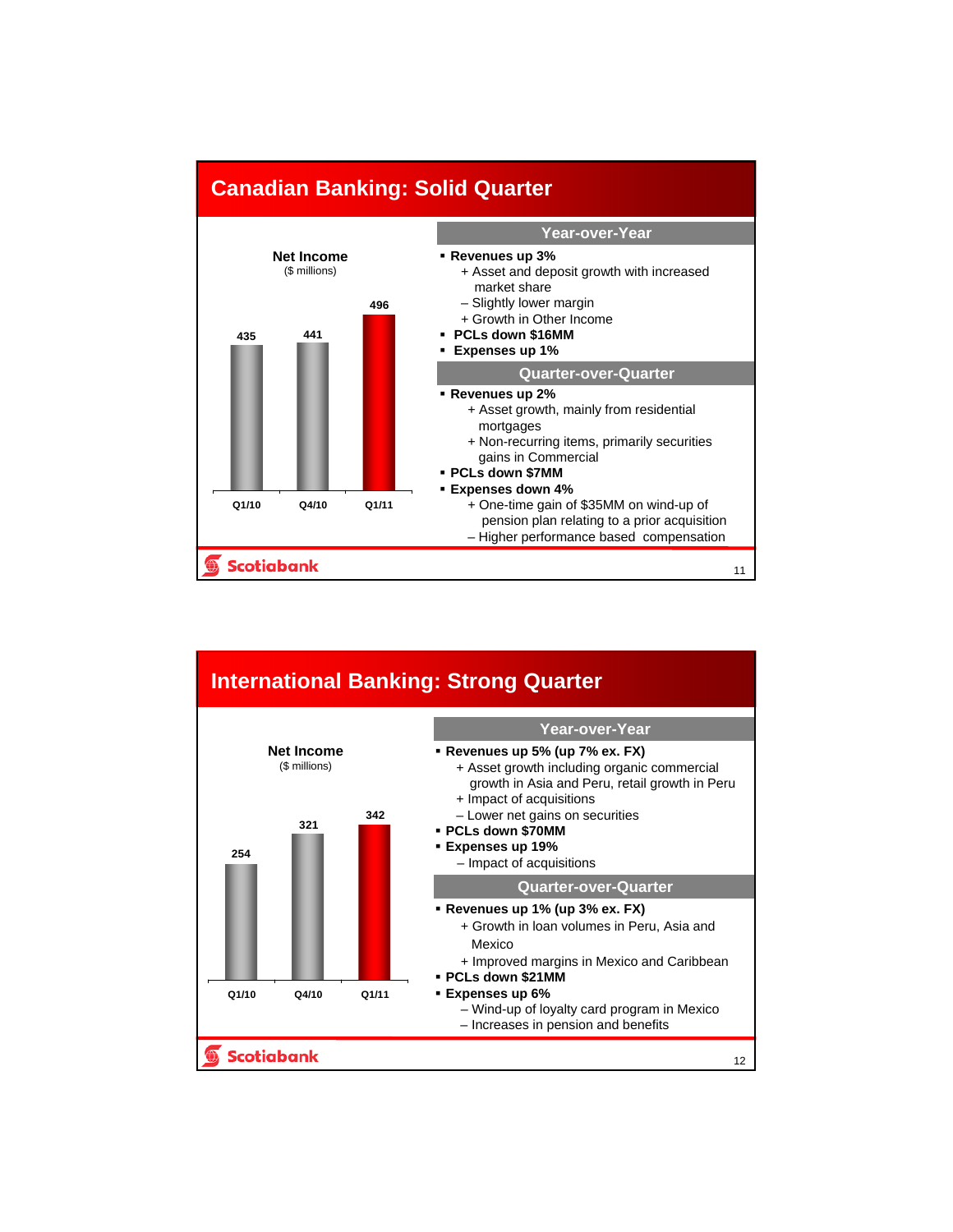## Canadian Banking: Solid Quarter

**Net Income**
($ millions)

| Q1/10 | Q4/10 | Q1/11 |
|---|---|---|
| 435 | 441 | 496 |

### Year-over-Year

- **Revenues up 3%**
  - + Asset and deposit growth with increased market share
  - – Slightly lower margin
  - + Growth in Other Income
- **PCLs down $16MM**
- **Expenses up 1%**

### Quarter-over-Quarter

- **Revenues up 2%**
  - + Asset growth, mainly from residential mortgages
  - + Non-recurring items, primarily securities gains in Commercial
- **PCLs down $7MM**
- **Expenses down 4%**
  - + One-time gain of $35MM on wind-up of pension plan relating to a prior acquisition
  - – Higher performance based compensation

## International Banking: Strong Quarter

**Net Income**
($ millions)

| Q1/10 | Q4/10 | Q1/11 |
|---|---|---|
| 254 | 321 | 342 |

### Year-over-Year

- **Revenues up 5% (up 7% ex. FX)**
  - + Asset growth including organic commercial growth in Asia and Peru, retail growth in Peru
  - + Impact of acquisitions
  - – Lower net gains on securities
- **PCLs down $70MM**
- **Expenses up 19%**
  - – Impact of acquisitions

### Quarter-over-Quarter

- **Revenues up 1% (up 3% ex. FX)**
  - + Growth in loan volumes in Peru, Asia and Mexico
  - + Improved margins in Mexico and Caribbean
- **PCLs down $21MM**
- **Expenses up 6%**
  - – Wind-up of loyalty card program in Mexico
  - – Increases in pension and benefits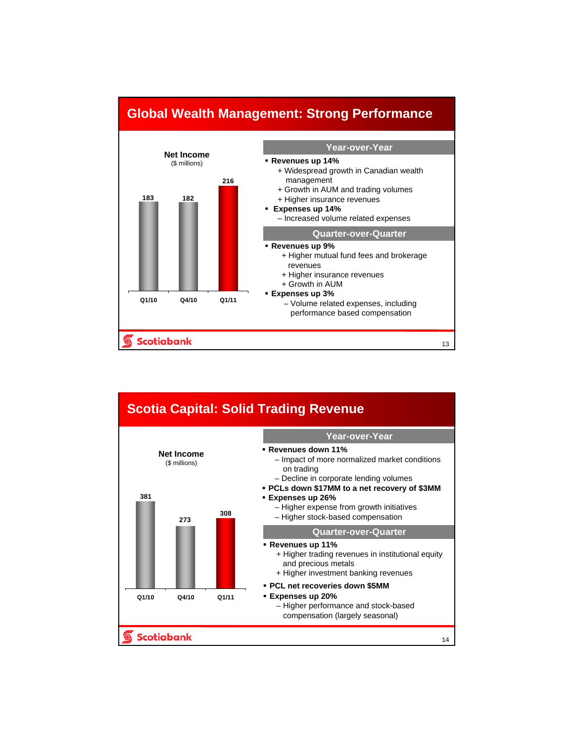## Global Wealth Management: Strong Performance

**Net Income**
($ millions)

| Q1/10 | Q4/10 | Q1/11 |
|---|---|---|
| 183 | 182 | 216 |

### Year-over-Year

- **Revenues up 14%**
  - + Widespread growth in Canadian wealth management
  - + Growth in AUM and trading volumes
  - + Higher insurance revenues
- **Expenses up 14%**
  - – Increased volume related expenses

### Quarter-over-Quarter

- **Revenues up 9%**
  - + Higher mutual fund fees and brokerage revenues
  - + Higher insurance revenues
  - + Growth in AUM
- **Expenses up 3%**
  - – Volume related expenses, including performance based compensation

## Scotia Capital: Solid Trading Revenue

**Net Income**
($ millions)

| Q1/10 | Q4/10 | Q1/11 |
|---|---|---|
| 381 | 273 | 308 |

### Year-over-Year

- **Revenues down 11%**
  - – Impact of more normalized market conditions on trading
  - – Decline in corporate lending volumes
- **PCLs down $17MM to a net recovery of $3MM**
- **Expenses up 26%**
  - – Higher expense from growth initiatives
  - – Higher stock-based compensation

### Quarter-over-Quarter

- **Revenues up 11%**
  - + Higher trading revenues in institutional equity and precious metals
  - + Higher investment banking revenues
- **PCL net recoveries down $5MM**
- **Expenses up 20%**
  - – Higher performance and stock-based compensation (largely seasonal)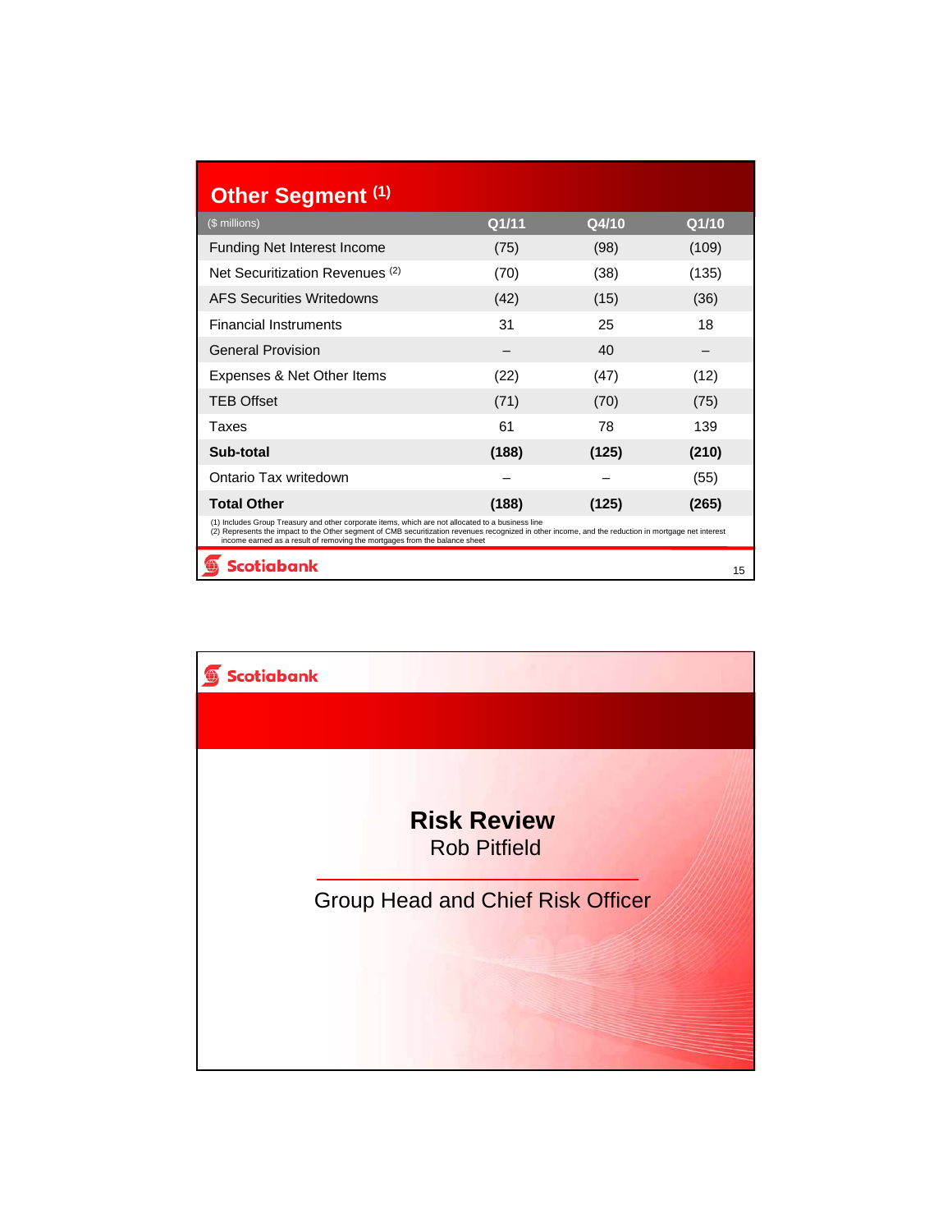## Other Segment [1]

| ($ millions) | Q1/11 | Q4/10 | Q1/10 |
|---|---|---|---|
| Funding Net Interest Income | (75) | (98) | (109) |
| Net Securitization Revenues [2] | (70) | (38) | (135) |
| AFS Securities Writedowns | (42) | (15) | (36) |
| Financial Instruments | 31 | 25 | 18 |
| General Provision | – | 40 | – |
| Expenses & Net Other Items | (22) | (47) | (12) |
| TEB Offset | (71) | (70) | (75) |
| Taxes | 61 | 78 | 139 |
| **Sub-total** | **(188)** | **(125)** | **(210)** |
| Ontario Tax writedown | – | – | (55) |
| **Total Other** | **(188)** | **(125)** | **(265)** |

(1) Includes Group Treasury and other corporate items, which are not allocated to a business line
(2) Represents the impact to the Other segment of CMB securitization revenues recognized in other income, and the reduction in mortgage net interest income earned as a result of removing the mortgages from the balance sheet

Scotiabank

Scotiabank

## Risk Review

Rob Pitfield

Group Head and Chief Risk Officer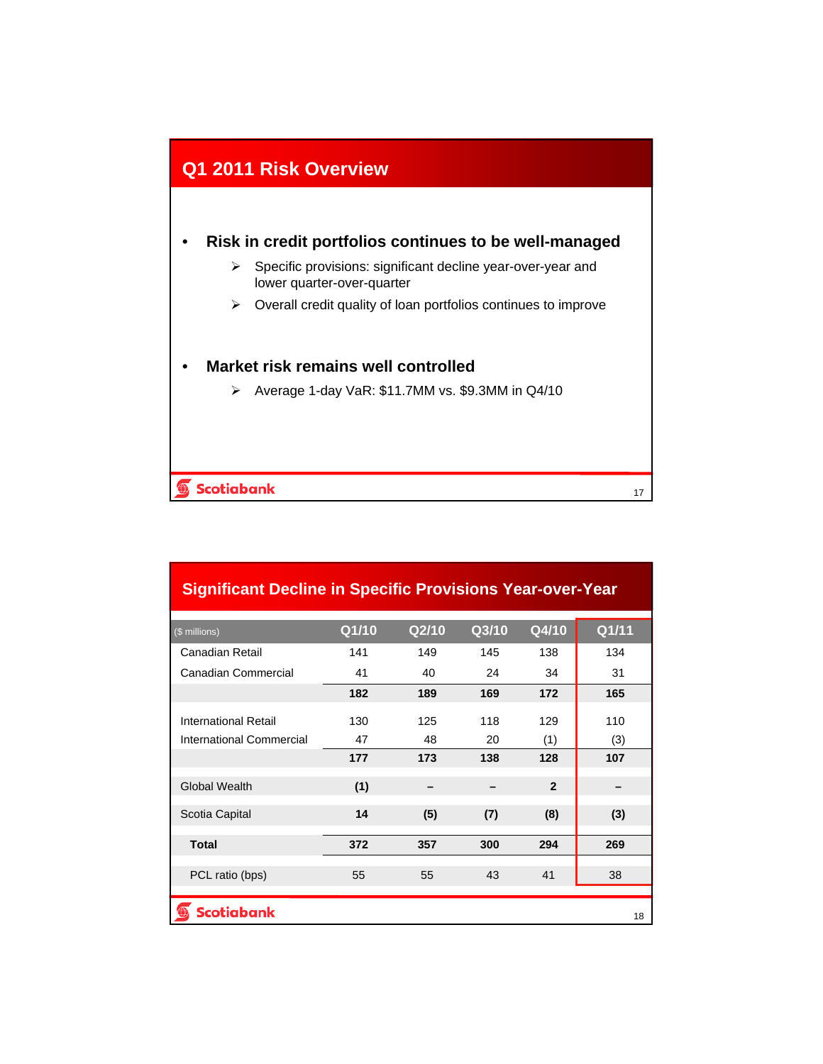## Q1 2011 Risk Overview

- **Risk in credit portfolios continues to be well-managed**
  - Specific provisions: significant decline year-over-year and lower quarter-over-quarter
  - Overall credit quality of loan portfolios continues to improve

- **Market risk remains well controlled**
  - Average 1-day VaR: $11.7MM vs. $9.3MM in Q4/10

## Significant Decline in Specific Provisions Year-over-Year

| ($ millions) | Q1/10 | Q2/10 | Q3/10 | Q4/10 | Q1/11 |
|---|---|---|---|---|---|
| Canadian Retail | 141 | 149 | 145 | 138 | 134 |
| Canadian Commercial | 41 | 40 | 24 | 34 | 31 |
| | **182** | **189** | **169** | **172** | **165** |
| International Retail | 130 | 125 | 118 | 129 | 110 |
| International Commercial | 47 | 48 | 20 | (1) | (3) |
| | **177** | **173** | **138** | **128** | **107** |
| Global Wealth | **(1)** | **–** | **–** | **2** | **–** |
| Scotia Capital | **14** | **(5)** | **(7)** | **(8)** | **(3)** |
| **Total** | **372** | **357** | **300** | **294** | **269** |
| PCL ratio (bps) | 55 | 55 | 43 | 41 | 38 |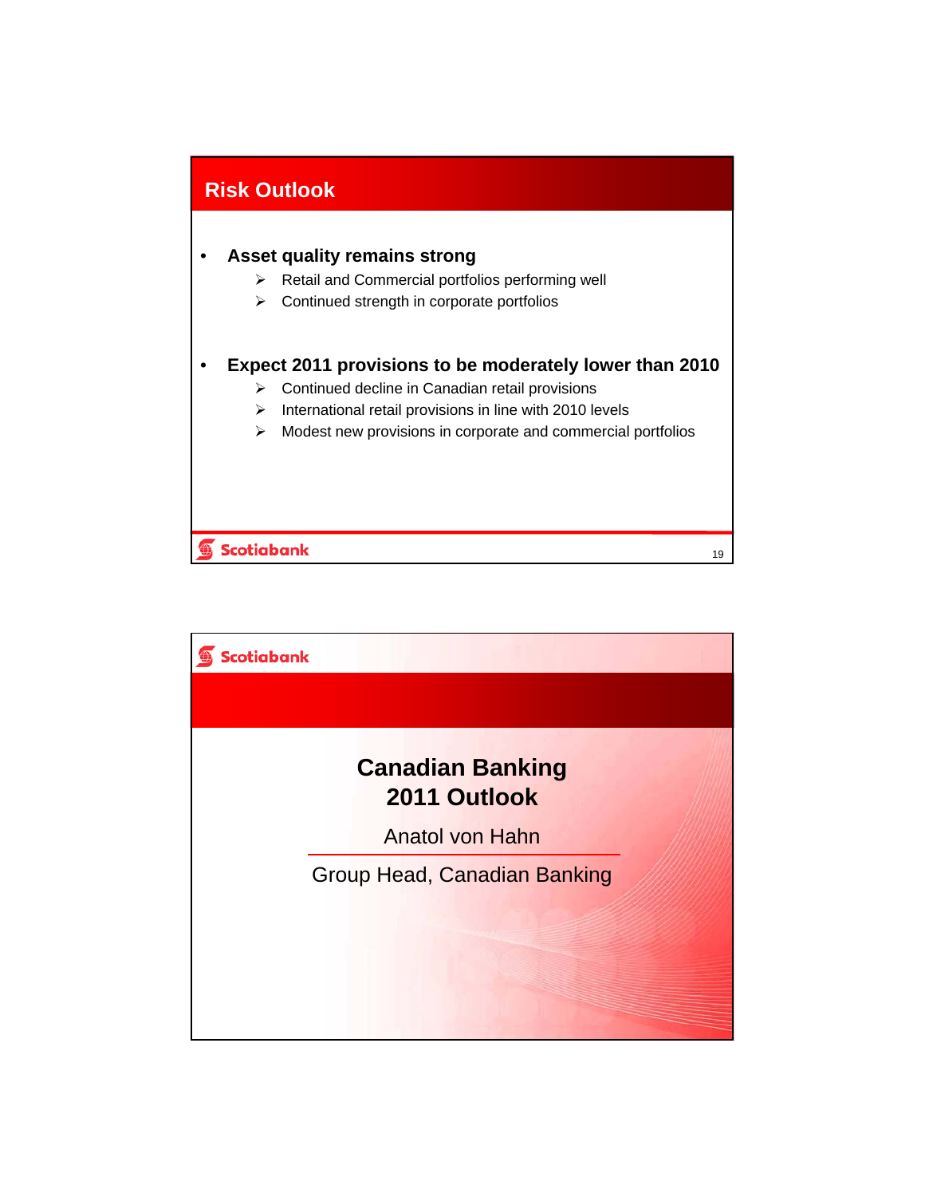## Risk Outlook

- **Asset quality remains strong**
  - Retail and Commercial portfolios performing well
  - Continued strength in corporate portfolios

- **Expect 2011 provisions to be moderately lower than 2010**
  - Continued decline in Canadian retail provisions
  - International retail provisions in line with 2010 levels
  - Modest new provisions in corporate and commercial portfolios

Scotiabank

---

Scotiabank

## Canadian Banking 2011 Outlook

Anatol von Hahn

Group Head, Canadian Banking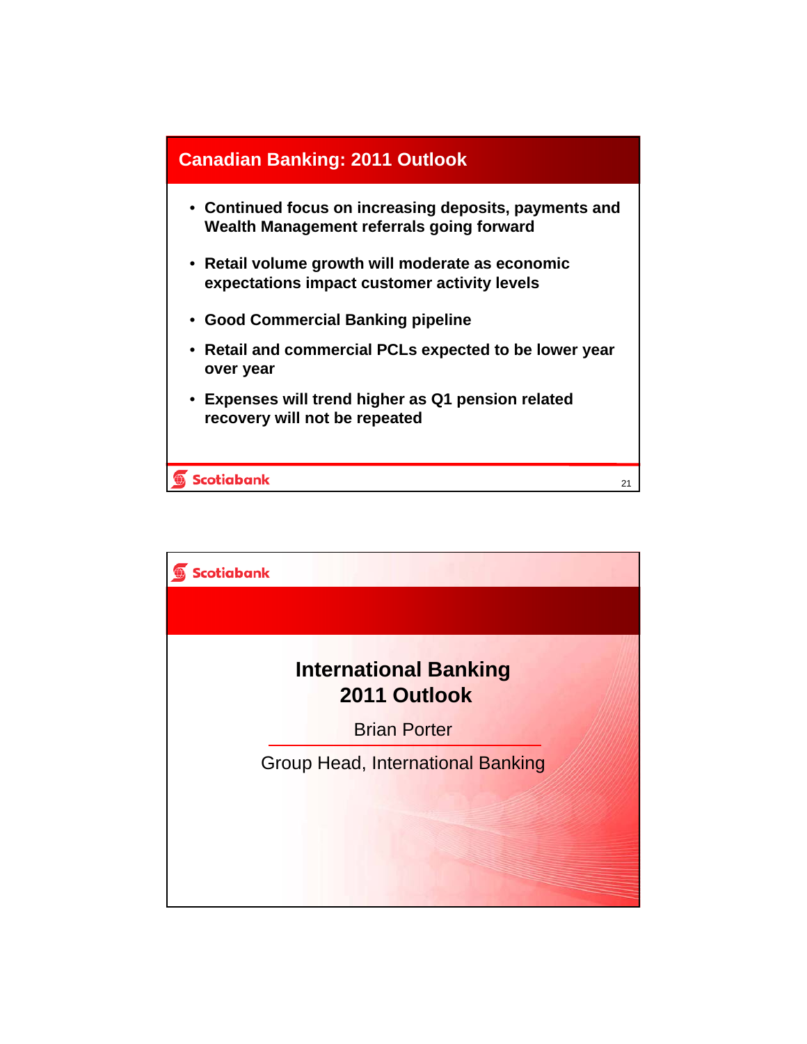## Canadian Banking: 2011 Outlook

- Continued focus on increasing deposits, payments and Wealth Management referrals going forward
- Retail volume growth will moderate as economic expectations impact customer activity levels
- Good Commercial Banking pipeline
- Retail and commercial PCLs expected to be lower year over year
- Expenses will trend higher as Q1 pension related recovery will not be repeated

## International Banking 2011 Outlook

Brian Porter

Group Head, International Banking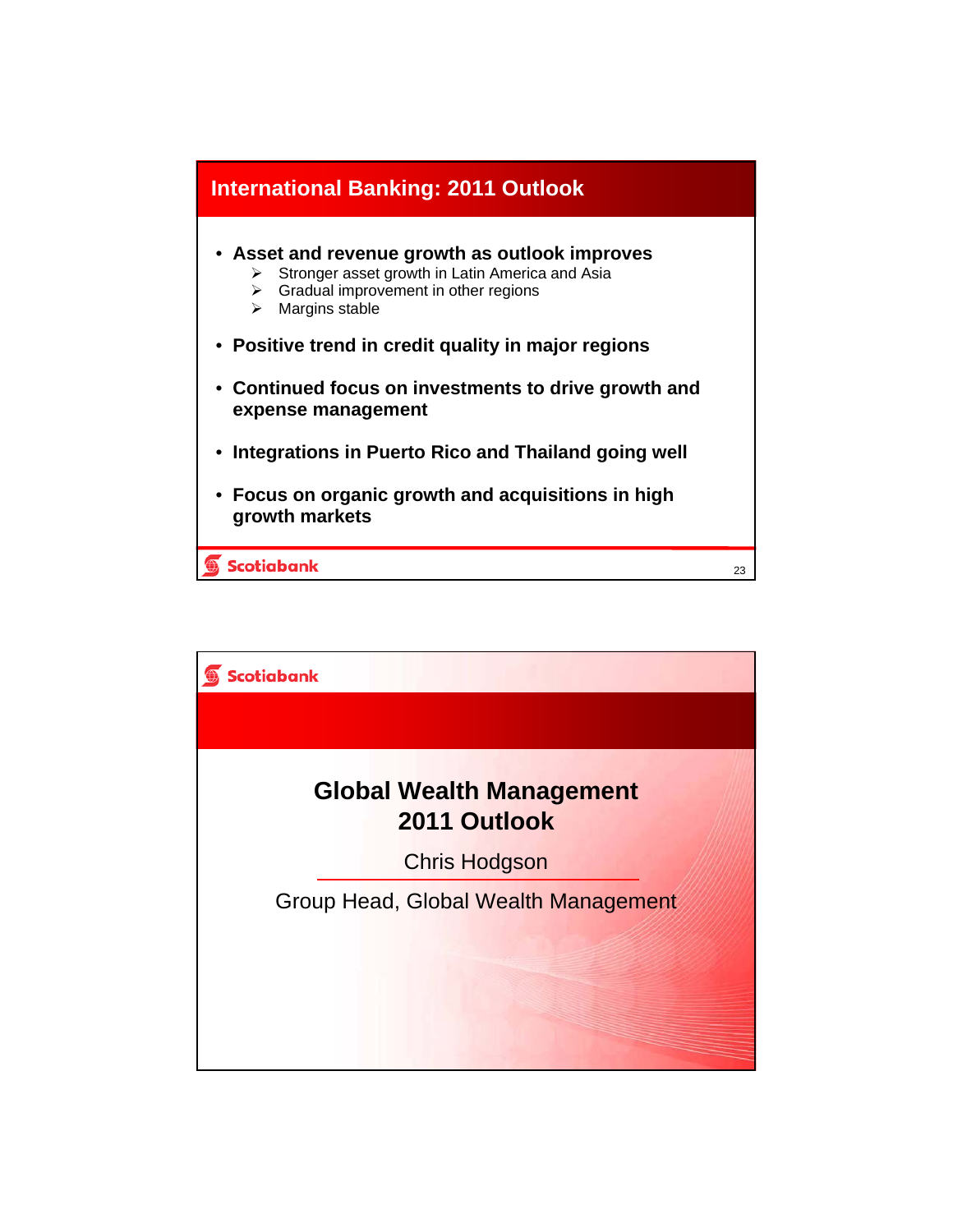## International Banking: 2011 Outlook

- **Asset and revenue growth as outlook improves**
  - Stronger asset growth in Latin America and Asia
  - Gradual improvement in other regions
  - Margins stable
- **Positive trend in credit quality in major regions**
- **Continued focus on investments to drive growth and expense management**
- **Integrations in Puerto Rico and Thailand going well**
- **Focus on organic growth and acquisitions in high growth markets**

Scotiabank

---

Scotiabank

## Global Wealth Management 2011 Outlook

Chris Hodgson

Group Head, Global Wealth Management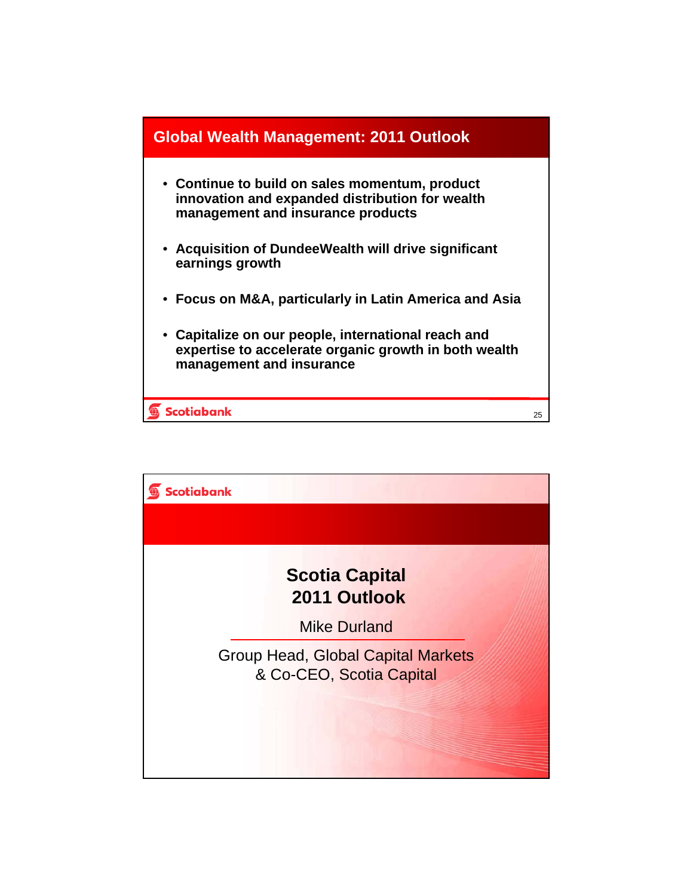## Global Wealth Management: 2011 Outlook

- **Continue to build on sales momentum, product innovation and expanded distribution for wealth management and insurance products**
- **Acquisition of DundeeWealth will drive significant earnings growth**
- **Focus on M&A, particularly in Latin America and Asia**
- **Capitalize on our people, international reach and expertise to accelerate organic growth in both wealth management and insurance**

# Scotia Capital 2011 Outlook

Mike Durland

Group Head, Global Capital Markets & Co-CEO, Scotia Capital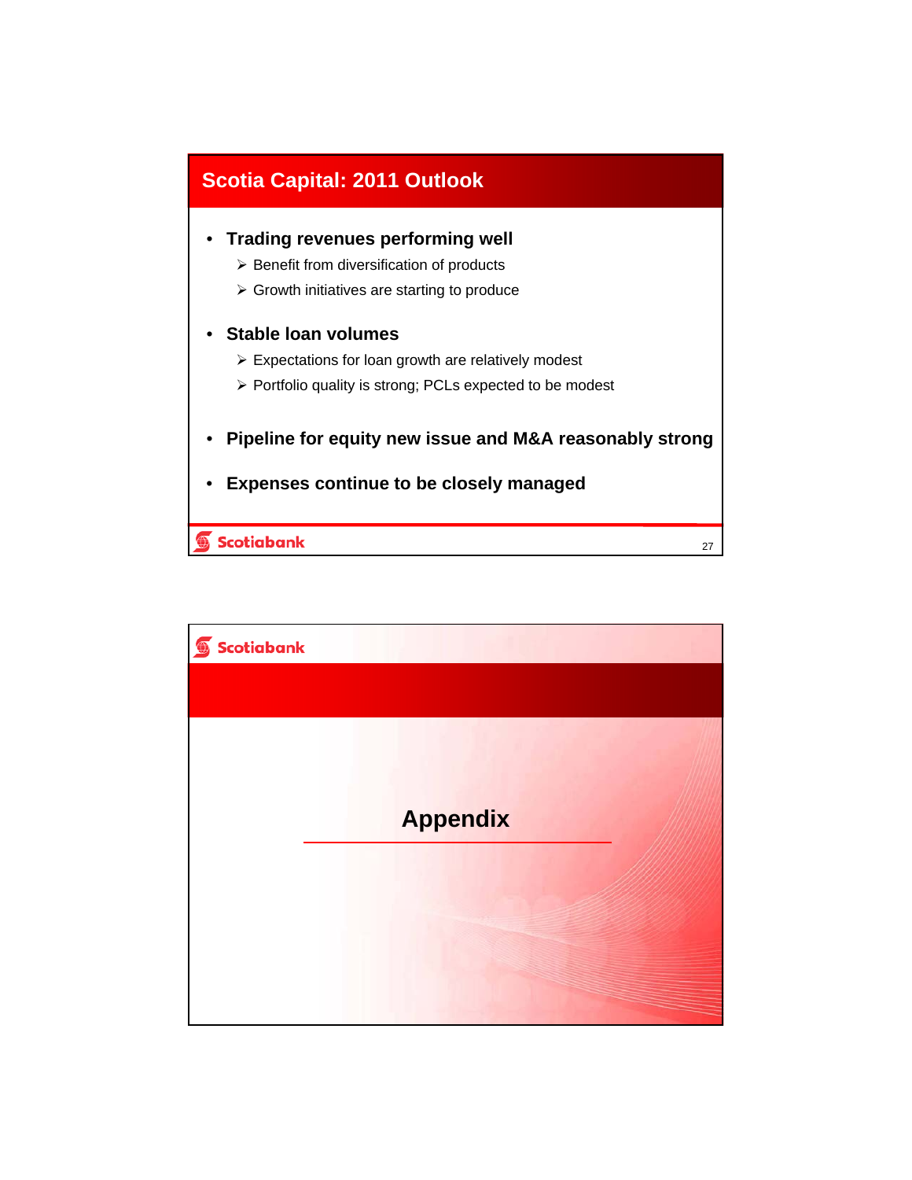## Scotia Capital: 2011 Outlook

- **Trading revenues performing well**
  - Benefit from diversification of products
  - Growth initiatives are starting to produce
- **Stable loan volumes**
  - Expectations for loan growth are relatively modest
  - Portfolio quality is strong; PCLs expected to be modest
- **Pipeline for equity new issue and M&A reasonably strong**
- **Expenses continue to be closely managed**

Scotiabank

## Appendix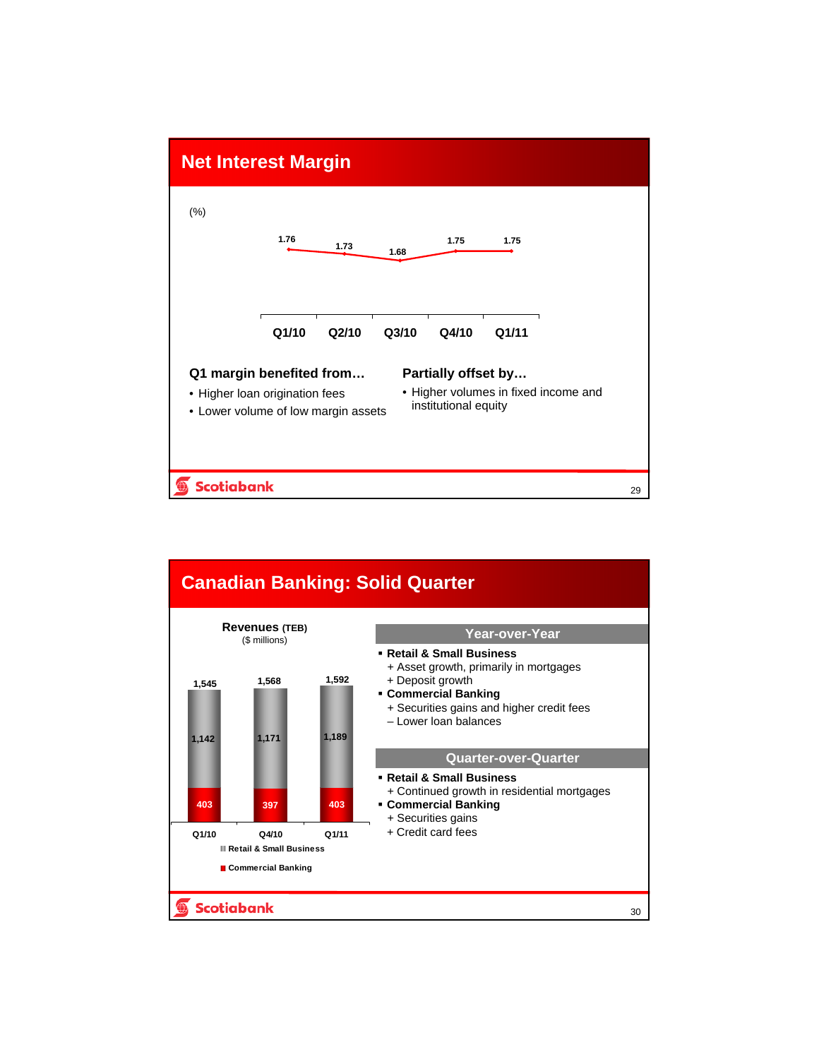## Net Interest Margin

(%)

| Q1/10 | Q2/10 | Q3/10 | Q4/10 | Q1/11 |
|---|---|---|---|---|
| 1.76 | 1.73 | 1.68 | 1.75 | 1.75 |

**Q1 margin benefited from…**

- Higher loan origination fees
- Lower volume of low margin assets

**Partially offset by…**

- Higher volumes in fixed income and institutional equity

## Canadian Banking: Solid Quarter

**Revenues** (TEB)
($ millions)

| | Q1/10 | Q4/10 | Q1/11 |
|---|---|---|---|
| Retail & Small Business | 1,142 | 1,171 | 1,189 |
| Commercial Banking | 403 | 397 | 403 |
| Total | 1,545 | 1,568 | 1,592 |

### Year-over-Year

- **Retail & Small Business**
  - + Asset growth, primarily in mortgages
  - + Deposit growth
- **Commercial Banking**
  - + Securities gains and higher credit fees
  - – Lower loan balances

### Quarter-over-Quarter

- **Retail & Small Business**
  - + Continued growth in residential mortgages
- **Commercial Banking**
  - + Securities gains
  - + Credit card fees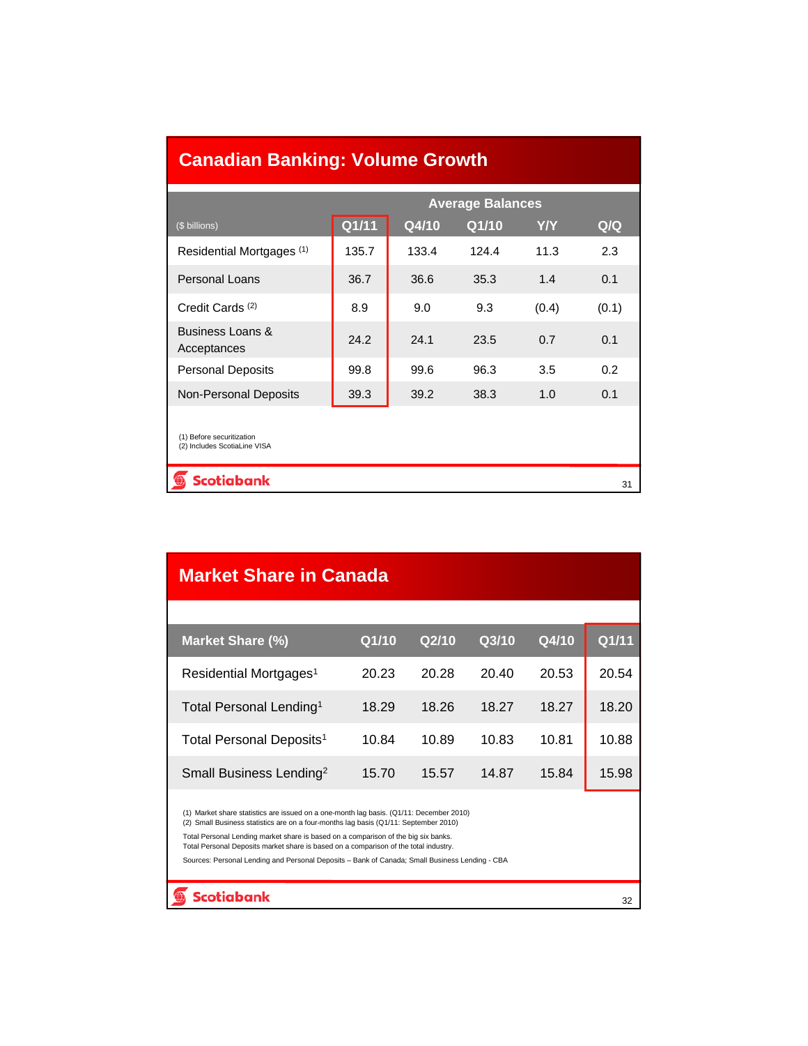## Canadian Banking: Volume Growth

| ($ billions) | Average Balances | | | | |
|---|---|---|---|---|---|
| | Q1/11 | Q4/10 | Q1/10 | Y/Y | Q/Q |
| Residential Mortgages (1) | 135.7 | 133.4 | 124.4 | 11.3 | 2.3 |
| Personal Loans | 36.7 | 36.6 | 35.3 | 1.4 | 0.1 |
| Credit Cards (2) | 8.9 | 9.0 | 9.3 | (0.4) | (0.1) |
| Business Loans & Acceptances | 24.2 | 24.1 | 23.5 | 0.7 | 0.1 |
| Personal Deposits | 99.8 | 99.6 | 96.3 | 3.5 | 0.2 |
| Non-Personal Deposits | 39.3 | 39.2 | 38.3 | 1.0 | 0.1 |

(1) Before securitization
(2) Includes ScotiaLine VISA

## Market Share in Canada

| Market Share (%) | Q1/10 | Q2/10 | Q3/10 | Q4/10 | Q1/11 |
|---|---|---|---|---|---|
| Residential Mortgages[1] | 20.23 | 20.28 | 20.40 | 20.53 | 20.54 |
| Total Personal Lending[1] | 18.29 | 18.26 | 18.27 | 18.27 | 18.20 |
| Total Personal Deposits[1] | 10.84 | 10.89 | 10.83 | 10.81 | 10.88 |
| Small Business Lending[2] | 15.70 | 15.57 | 14.87 | 15.84 | 15.98 |

(1) Market share statistics are issued on a one-month lag basis. (Q1/11: December 2010)
(2) Small Business statistics are on a four-months lag basis (Q1/11: September 2010)

Total Personal Lending market share is based on a comparison of the big six banks.
Total Personal Deposits market share is based on a comparison of the total industry.

Sources: Personal Lending and Personal Deposits – Bank of Canada; Small Business Lending - CBA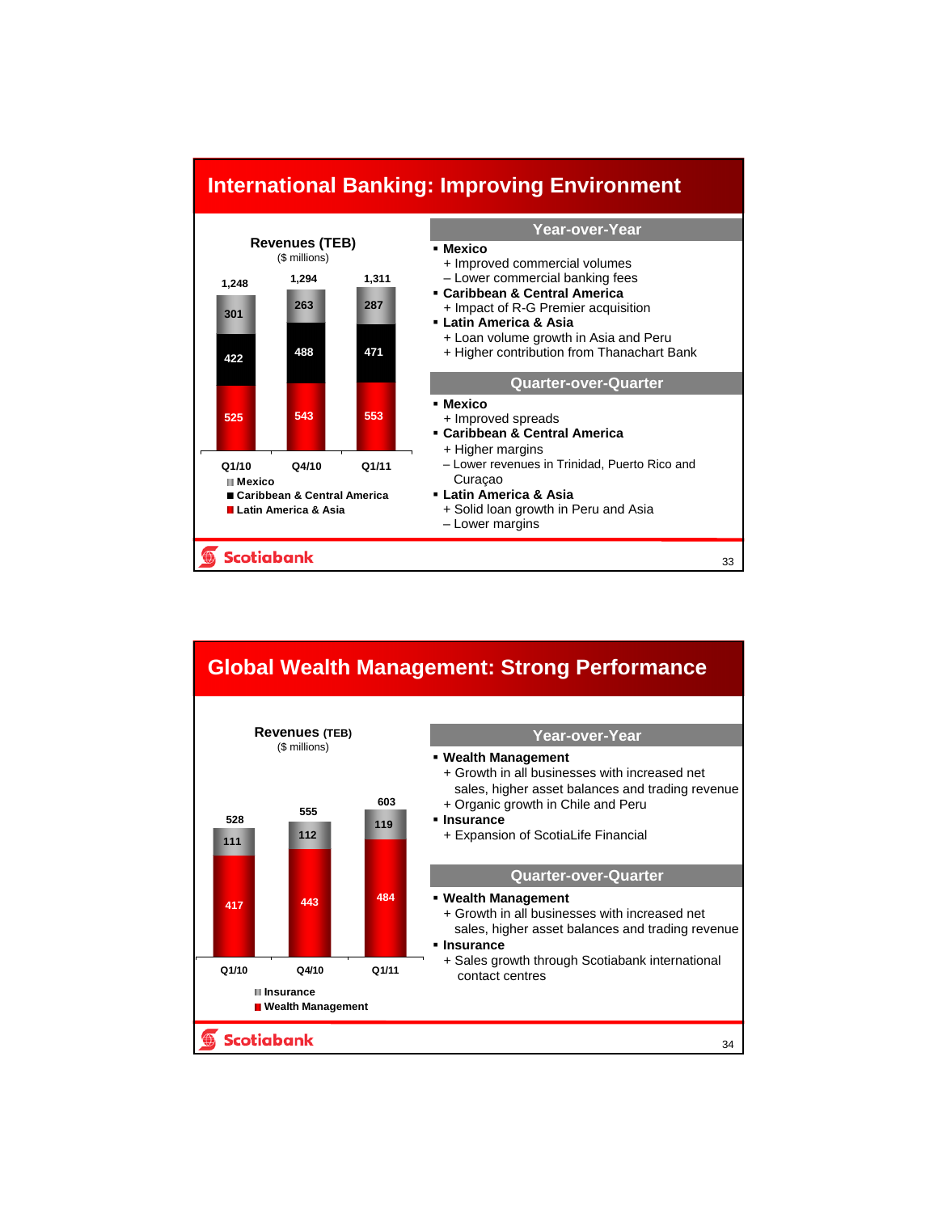## International Banking: Improving Environment

**Revenues (TEB)**
($ millions)

| | Q1/10 | Q4/10 | Q1/11 |
|---|---|---|---|
| Mexico | 301 | 263 | 287 |
| Caribbean & Central America | 422 | 488 | 471 |
| Latin America & Asia | 525 | 543 | 553 |
| Total | 1,248 | 1,294 | 1,311 |

### Year-over-Year

- **Mexico**
  + Improved commercial volumes
  – Lower commercial banking fees
- **Caribbean & Central America**
  + Impact of R-G Premier acquisition
- **Latin America & Asia**
  + Loan volume growth in Asia and Peru
  + Higher contribution from Thanachart Bank

### Quarter-over-Quarter

- **Mexico**
  + Improved spreads
- **Caribbean & Central America**
  + Higher margins
  – Lower revenues in Trinidad, Puerto Rico and Curaçao
- **Latin America & Asia**
  + Solid loan growth in Peru and Asia
  – Lower margins

## Global Wealth Management: Strong Performance

**Revenues (TEB)**
($ millions)

| | Q1/10 | Q4/10 | Q1/11 |
|---|---|---|---|
| Insurance | 111 | 112 | 119 |
| Wealth Management | 417 | 443 | 484 |
| Total | 528 | 555 | 603 |

### Year-over-Year

- **Wealth Management**
  + Growth in all businesses with increased net sales, higher asset balances and trading revenue
  + Organic growth in Chile and Peru
- **Insurance**
  + Expansion of ScotiaLife Financial

### Quarter-over-Quarter

- **Wealth Management**
  + Growth in all businesses with increased net sales, higher asset balances and trading revenue
- **Insurance**
  + Sales growth through Scotiabank international contact centres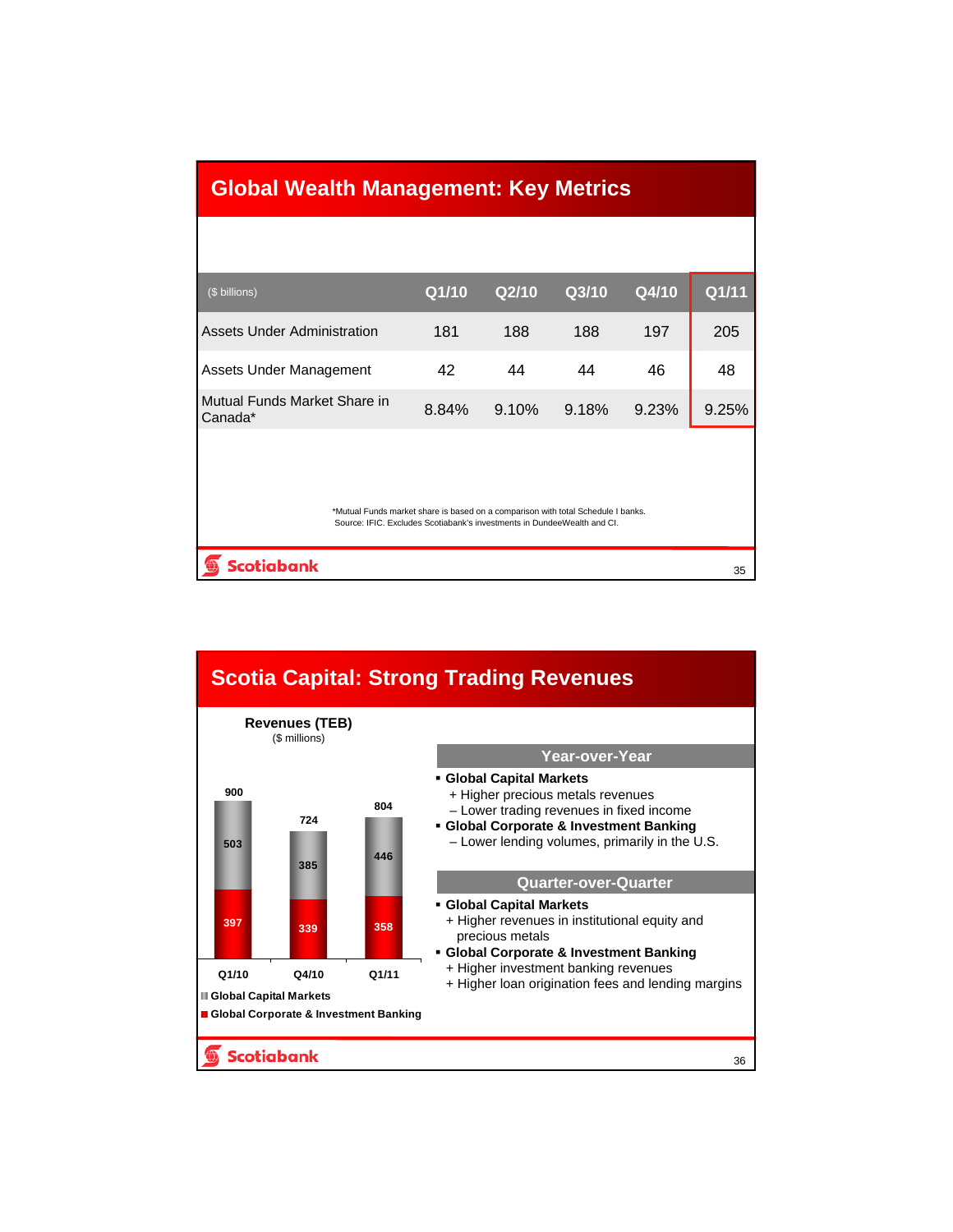## Global Wealth Management: Key Metrics

| ($ billions) | Q1/10 | Q2/10 | Q3/10 | Q4/10 | Q1/11 |
|---|---|---|---|---|---|
| Assets Under Administration | 181 | 188 | 188 | 197 | 205 |
| Assets Under Management | 42 | 44 | 44 | 46 | 48 |
| Mutual Funds Market Share in Canada* | 8.84% | 9.10% | 9.18% | 9.23% | 9.25% |

*Mutual Funds market share is based on a comparison with total Schedule I banks.
Source: IFIC. Excludes Scotiabank's investments in DundeeWealth and CI.

## Scotia Capital: Strong Trading Revenues

**Revenues (TEB)**
($ millions)

| | Q1/10 | Q4/10 | Q1/11 |
|---|---|---|---|
| Global Capital Markets | 503 | 385 | 446 |
| Global Corporate & Investment Banking | 397 | 339 | 358 |
| Total | 900 | 724 | 804 |

### Year-over-Year

- **Global Capital Markets**
  - + Higher precious metals revenues
  - – Lower trading revenues in fixed income
- **Global Corporate & Investment Banking**
  - – Lower lending volumes, primarily in the U.S.

### Quarter-over-Quarter

- **Global Capital Markets**
  - + Higher revenues in institutional equity and precious metals
- **Global Corporate & Investment Banking**
  - + Higher investment banking revenues
  - + Higher loan origination fees and lending margins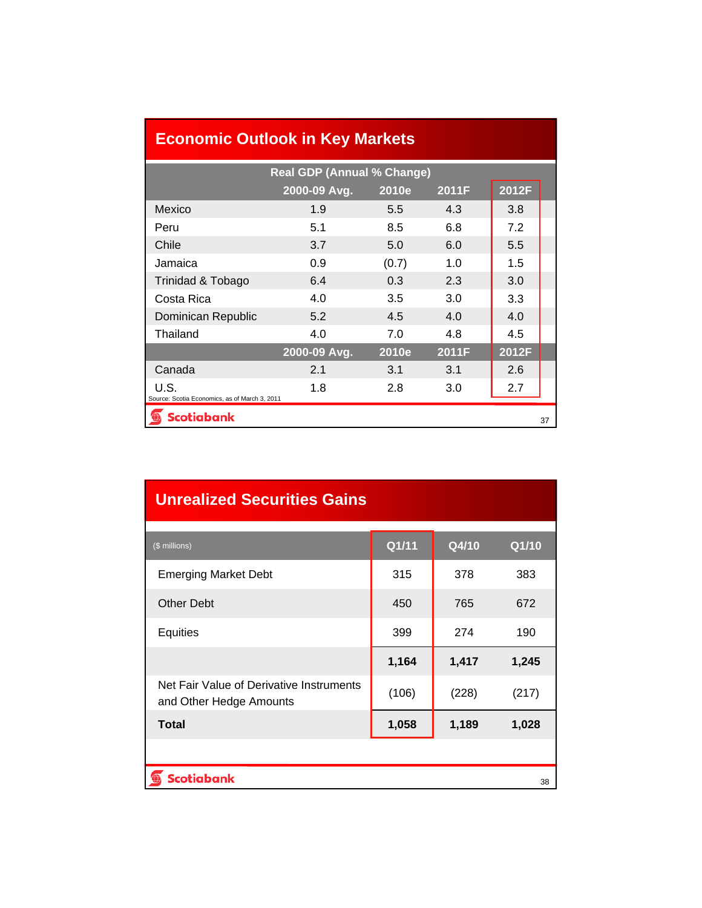## Economic Outlook in Key Markets

| | Real GDP (Annual % Change) | | | |
|---|---|---|---|---|
| | 2000-09 Avg. | 2010e | 2011F | 2012F |
| Mexico | 1.9 | 5.5 | 4.3 | 3.8 |
| Peru | 5.1 | 8.5 | 6.8 | 7.2 |
| Chile | 3.7 | 5.0 | 6.0 | 5.5 |
| Jamaica | 0.9 | (0.7) | 1.0 | 1.5 |
| Trinidad & Tobago | 6.4 | 0.3 | 2.3 | 3.0 |
| Costa Rica | 4.0 | 3.5 | 3.0 | 3.3 |
| Dominican Republic | 5.2 | 4.5 | 4.0 | 4.0 |
| Thailand | 4.0 | 7.0 | 4.8 | 4.5 |
| | **2000-09 Avg.** | **2010e** | **2011F** | **2012F** |
| Canada | 2.1 | 3.1 | 3.1 | 2.6 |
| U.S. | 1.8 | 2.8 | 3.0 | 2.7 |

Source: Scotia Economics, as of March 3, 2011

## Unrealized Securities Gains

| ($ millions) | Q1/11 | Q4/10 | Q1/10 |
|---|---|---|---|
| Emerging Market Debt | 315 | 378 | 383 |
| Other Debt | 450 | 765 | 672 |
| Equities | 399 | 274 | 190 |
| | **1,164** | **1,417** | **1,245** |
| Net Fair Value of Derivative Instruments and Other Hedge Amounts | (106) | (228) | (217) |
| **Total** | **1,058** | **1,189** | **1,028** |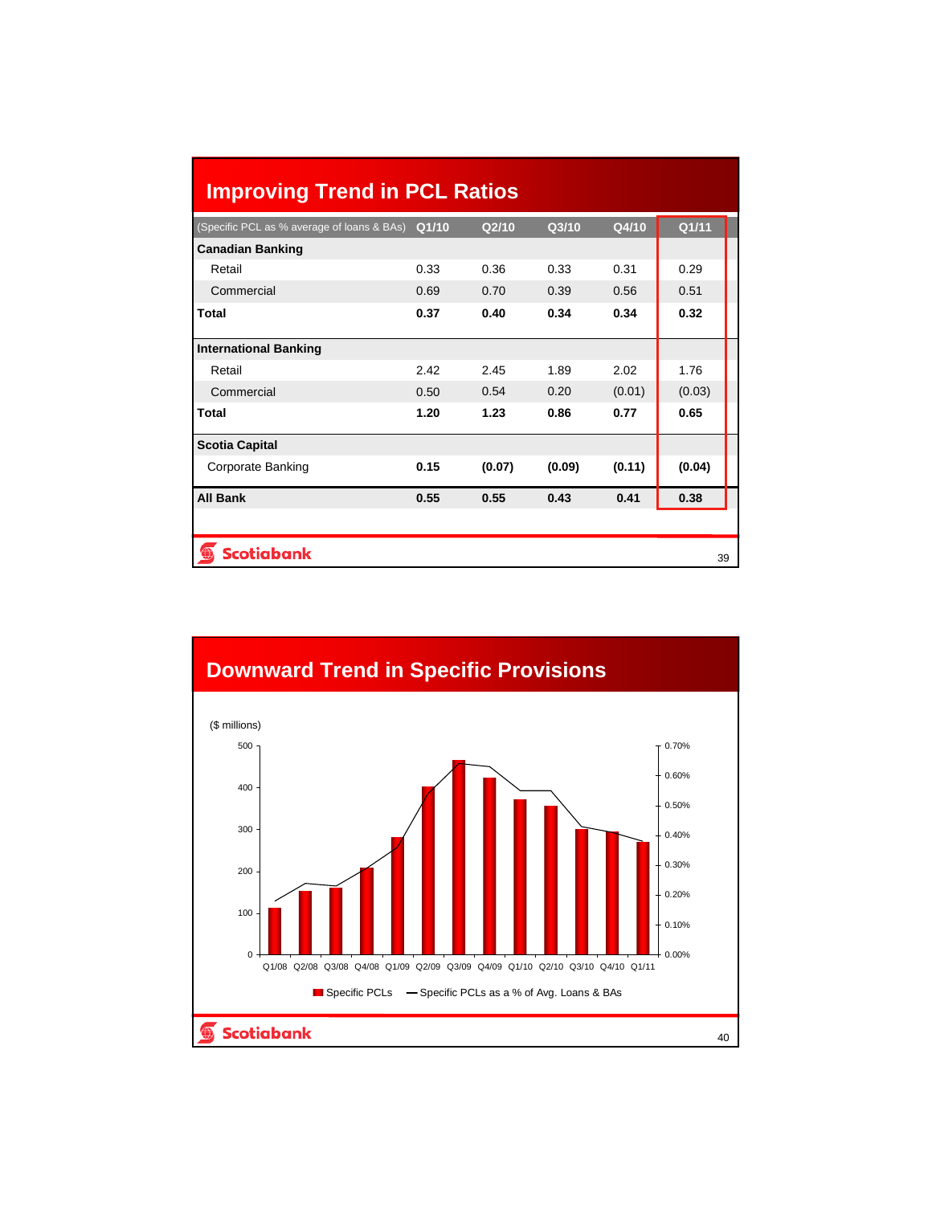## Improving Trend in PCL Ratios

| (Specific PCL as % average of loans & BAs) | Q1/10 | Q2/10 | Q3/10 | Q4/10 | Q1/11 |
|---|---|---|---|---|---|
| **Canadian Banking** | | | | | |
| Retail | 0.33 | 0.36 | 0.33 | 0.31 | 0.29 |
| Commercial | 0.69 | 0.70 | 0.39 | 0.56 | 0.51 |
| **Total** | **0.37** | **0.40** | **0.34** | **0.34** | **0.32** |
| **International Banking** | | | | | |
| Retail | 2.42 | 2.45 | 1.89 | 2.02 | 1.76 |
| Commercial | 0.50 | 0.54 | 0.20 | (0.01) | (0.03) |
| **Total** | **1.20** | **1.23** | **0.86** | **0.77** | **0.65** |
| **Scotia Capital** | | | | | |
| Corporate Banking | **0.15** | **(0.07)** | **(0.09)** | **(0.11)** | **(0.04)** |
| **All Bank** | **0.55** | **0.55** | **0.43** | **0.41** | **0.38** |

## Downward Trend in Specific Provisions

($ millions)

Legend: Specific PCLs — Specific PCLs as a % of Avg. Loans & BAs

Quarters: Q1/08, Q2/08, Q3/08, Q4/08, Q1/09, Q2/09, Q3/09, Q4/09, Q1/10, Q2/10, Q3/10, Q4/10, Q1/11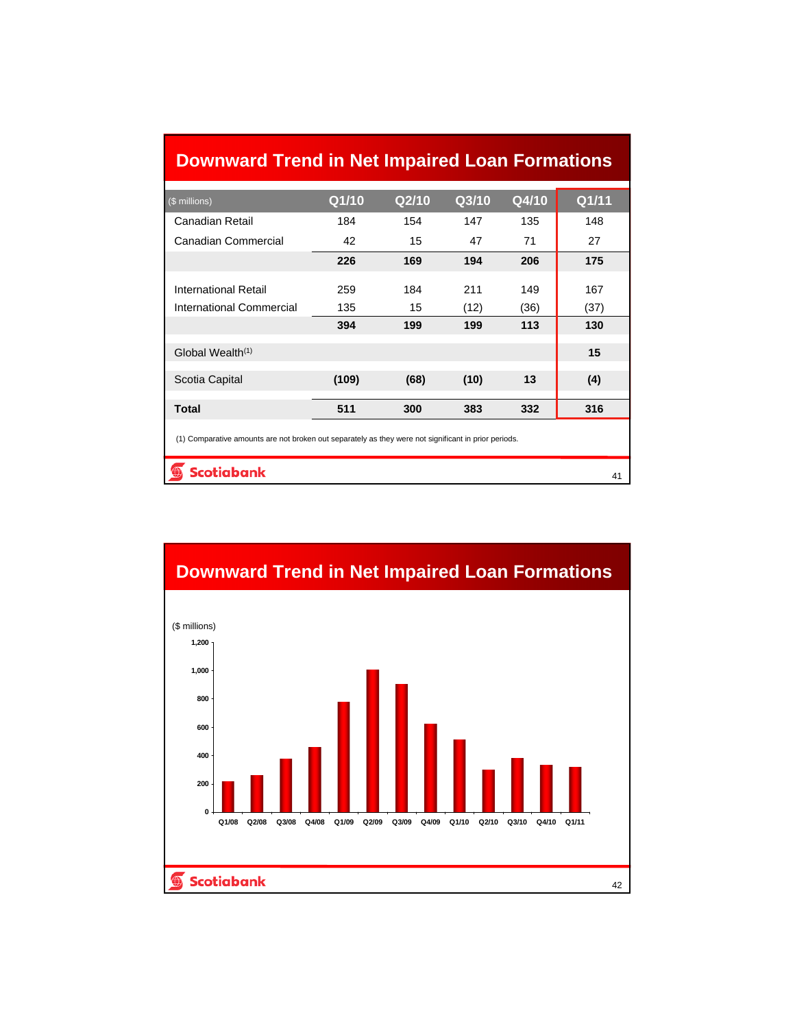## Downward Trend in Net Impaired Loan Formations

| ($ millions) | Q1/10 | Q2/10 | Q3/10 | Q4/10 | Q1/11 |
|---|---|---|---|---|---|
| Canadian Retail | 184 | 154 | 147 | 135 | 148 |
| Canadian Commercial | 42 | 15 | 47 | 71 | 27 |
| | **226** | **169** | **194** | **206** | **175** |
| International Retail | 259 | 184 | 211 | 149 | 167 |
| International Commercial | 135 | 15 | (12) | (36) | (37) |
| | **394** | **199** | **199** | **113** | **130** |
| Global Wealth[(1)] | | | | | **15** |
| Scotia Capital | **(109)** | **(68)** | **(10)** | **13** | **(4)** |
| **Total** | **511** | **300** | **383** | **332** | **316** |

(1) Comparative amounts are not broken out separately as they were not significant in prior periods.

## Downward Trend in Net Impaired Loan Formations

($ millions)

| Quarter | Q1/08 | Q2/08 | Q3/08 | Q4/08 | Q1/09 | Q2/09 | Q3/09 | Q4/09 | Q1/10 | Q2/10 | Q3/10 | Q4/10 | Q1/11 |
|---|---|---|---|---|---|---|---|---|---|---|---|---|---|
| Net impaired loan formations (approx.) | 220 | 260 | 380 | 460 | 780 | 1,010 | 905 | 625 | 511 | 300 | 383 | 332 | 316 |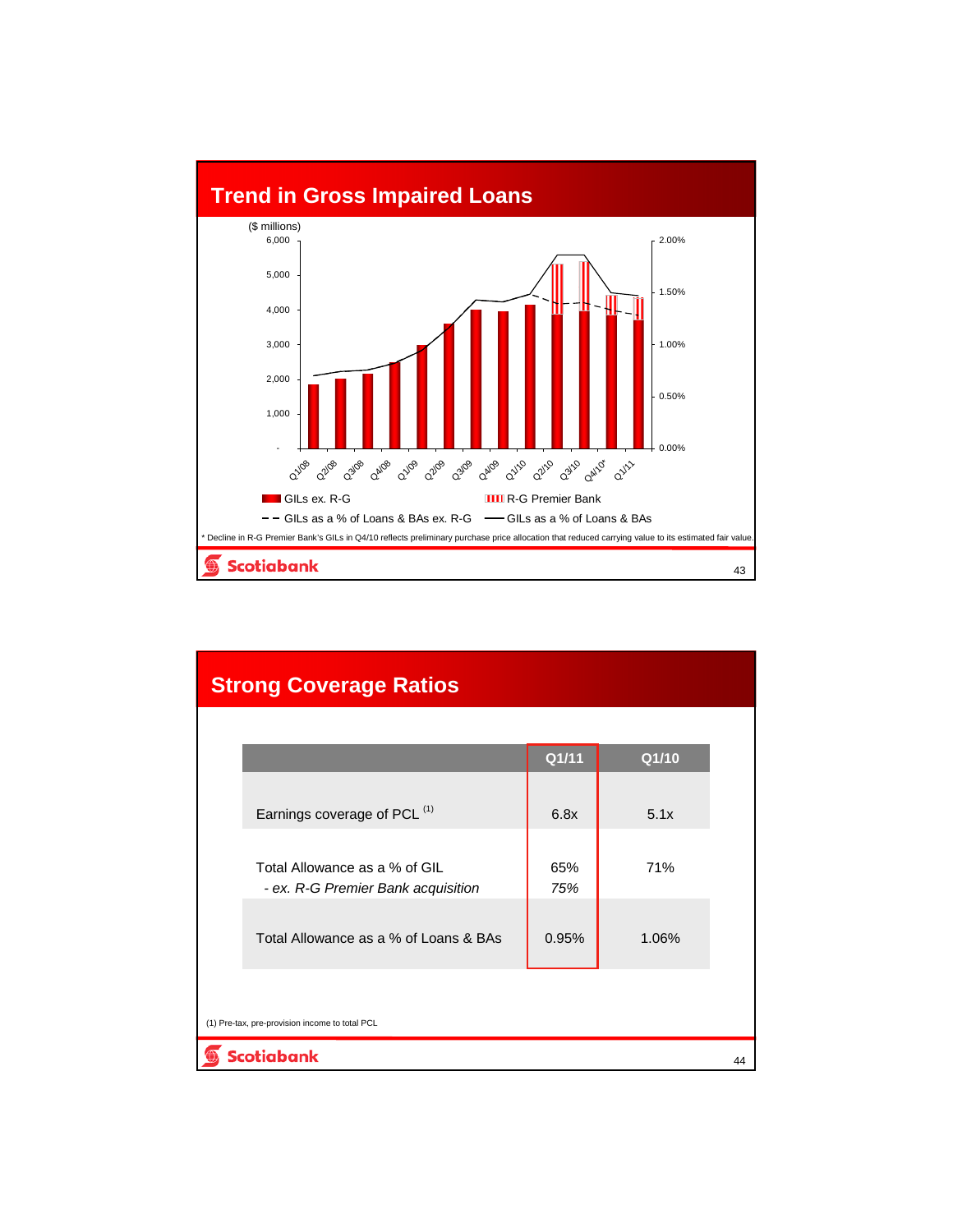# Trend in Gross Impaired Loans

($ millions)

| | GILs ex. R-G | R-G Premier Bank |
|---|---|---|
| Q1/08 | | |
| Q2/08 | | |
| Q3/08 | | |
| Q4/08 | | |
| Q1/09 | | |
| Q2/09 | | |
| Q3/09 | | |
| Q4/09 | | |
| Q1/10 | | |
| Q2/10 | | |
| Q3/10 | | |
| Q4/10* | | |
| Q1/11 | | |

Legend: GILs ex. R-G; R-G Premier Bank; GILs as a % of Loans & BAs ex. R-G; GILs as a % of Loans & BAs

\* Decline in R-G Premier Bank's GILs in Q4/10 reflects preliminary purchase price allocation that reduced carrying value to its estimated fair value.

# Strong Coverage Ratios

| | Q1/11 | Q1/10 |
|---|---|---|
| Earnings coverage of PCL [1] | 6.8x | 5.1x |
| Total Allowance as a % of GIL | 65% | 71% |
| *- ex. R-G Premier Bank acquisition* | *75%* | |
| Total Allowance as a % of Loans & BAs | 0.95% | 1.06% |

(1) Pre-tax, pre-provision income to total PCL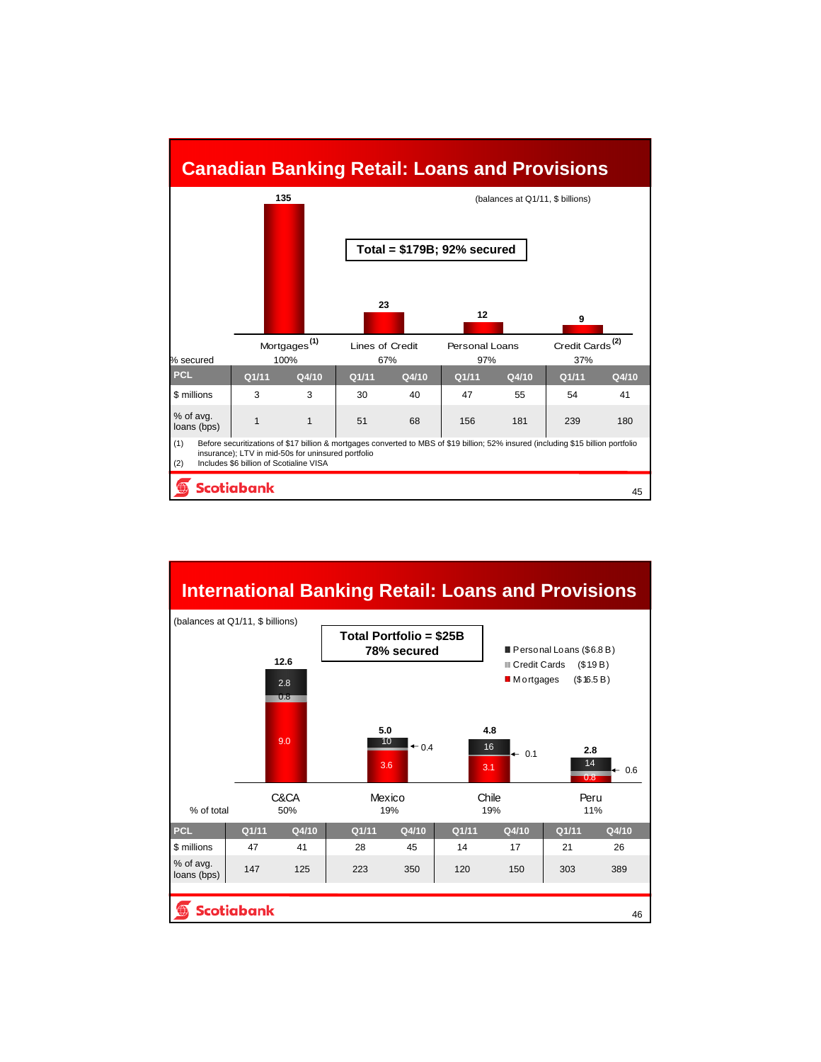## Canadian Banking Retail: Loans and Provisions

(balances at Q1/11, $ billions)

**Total = $179B; 92% secured**

| | Mortgages[1] | Lines of Credit | Personal Loans | Credit Cards[2] |
|---|---|---|---|---|
| Balance ($ billions) | 135 | 23 | 12 | 9 |
| % secured | 100% | 67% | 97% | 37% |

| PCL | Mortgages Q1/11 | Mortgages Q4/10 | Lines of Credit Q1/11 | Lines of Credit Q4/10 | Personal Loans Q1/11 | Personal Loans Q4/10 | Credit Cards Q1/11 | Credit Cards Q4/10 |
|---|---|---|---|---|---|---|---|---|
| $ millions | 3 | 3 | 30 | 40 | 47 | 55 | 54 | 41 |
| % of avg. loans (bps) | 1 | 1 | 51 | 68 | 156 | 181 | 239 | 180 |

(1) Before securitizations of $17 billion & mortgages converted to MBS of $19 billion; 52% insured (including $15 billion portfolio insurance); LTV in mid-50s for uninsured portfolio

(2) Includes $6 billion of Scotialine VISA

## International Banking Retail: Loans and Provisions

(balances at Q1/11, $ billions)

**Total Portfolio = $25B**
**78% secured**

| | C&CA | Mexico | Chile | Peru |
|---|---|---|---|---|
| Total | 12.6 | 5.0 | 4.8 | 2.8 |
| Personal Loans ($6.8 B) | 2.8 | 1.0 | 1.6 | 1.4 |
| Credit Cards ($1.9 B) | 0.8 | 0.4 | 0.1 | 0.6 |
| Mortgages ($16.5 B) | 9.0 | 3.6 | 3.1 | 0.8 |
| % of total | 50% | 19% | 19% | 11% |

| PCL | C&CA Q1/11 | C&CA Q4/10 | Mexico Q1/11 | Mexico Q4/10 | Chile Q1/11 | Chile Q4/10 | Peru Q1/11 | Peru Q4/10 |
|---|---|---|---|---|---|---|---|---|
| $ millions | 47 | 41 | 28 | 45 | 14 | 17 | 21 | 26 |
| % of avg. loans (bps) | 147 | 125 | 223 | 350 | 120 | 150 | 303 | 389 |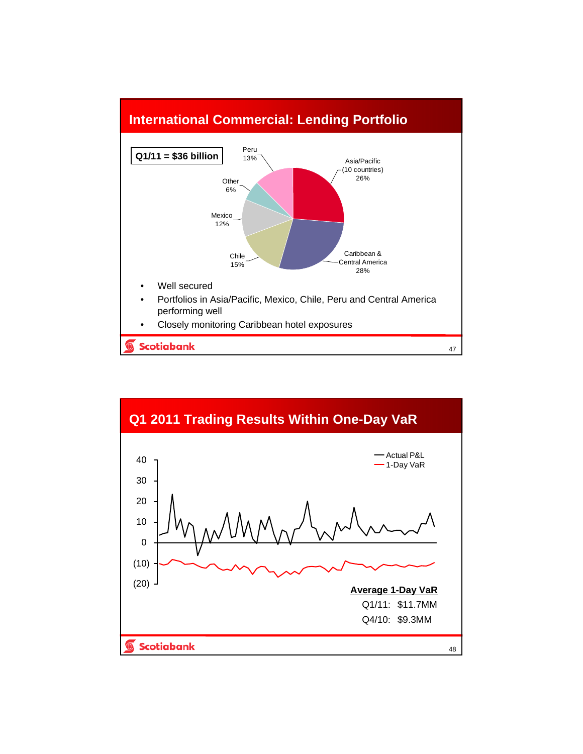## International Commercial: Lending Portfolio

**Q1/11 = $36 billion**

| Region | Share |
|---|---|
| Asia/Pacific (10 countries) | 26% |
| Caribbean & Central America | 28% |
| Chile | 15% |
| Mexico | 12% |
| Other | 6% |
| Peru | 13% |

- Well secured
- Portfolios in Asia/Pacific, Mexico, Chile, Peru and Central America performing well
- Closely monitoring Caribbean hotel exposures

## Q1 2011 Trading Results Within One-Day VaR

Legend: Actual P&L; 1-Day VaR

Y-axis: 40, 30, 20, 10, 0, (10), (20)

**Average 1-Day VaR**

Q1/11: $11.7MM

Q4/10: $9.3MM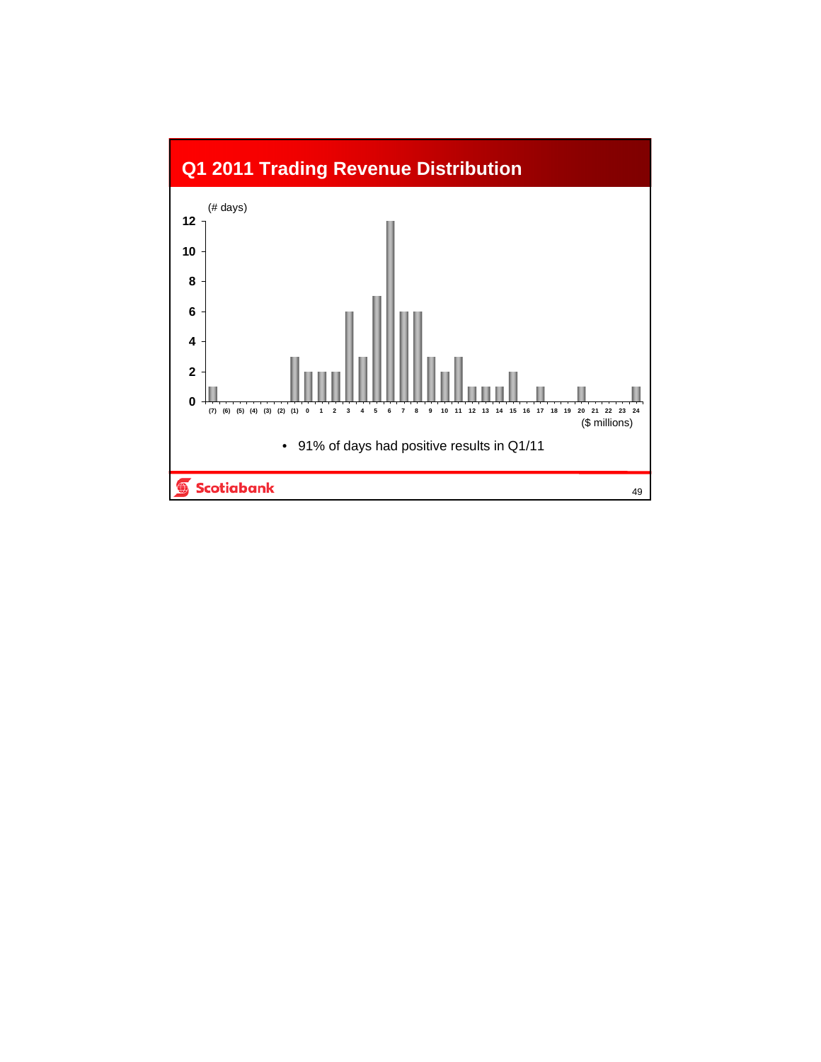# Q1 2011 Trading Revenue Distribution

(# days)

12
10
8
6
4
2
0

(7) (6) (5) (4) (3) (2) (1) 0 1 2 3 4 5 6 7 8 9 10 11 12 13 14 15 16 17 18 19 20 21 22 23 24

($ millions)

- 91% of days had positive results in Q1/11